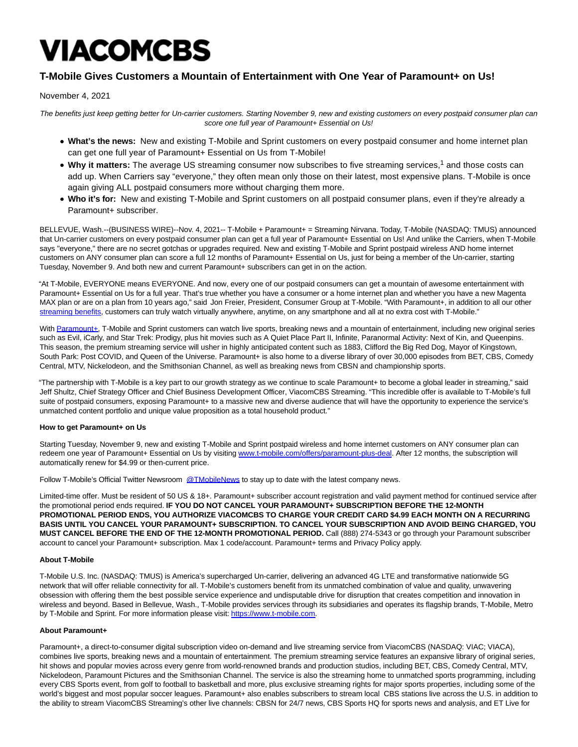# VIACOMCBS

## T-Mobile Gives Customers a Mountain of Entertainment with One Year of Paramount+ on Us!

November 4, 2021

*The benefits just keep getting better for Un-carrier customers. Starting November 9, new and existing customers on every postpaid consumer plan can score one full year of Paramount+ Essential on Us!*

- **What's the news:** New and existing T-Mobile and Sprint customers on every postpaid consumer and home internet plan can get one full year of Paramount+ Essential on Us from T-Mobile!
- **Why it matters:** The average US streaming consumer now subscribes to five streaming services,[1] and those costs can add up. When Carriers say "everyone," they often mean only those on their latest, most expensive plans. T-Mobile is once again giving ALL postpaid consumers more without charging them more.
- **Who it's for:** New and existing T-Mobile and Sprint customers on all postpaid consumer plans, even if they're already a Paramount+ subscriber.

BELLEVUE, Wash.--(BUSINESS WIRE)--Nov. 4, 2021-- T-Mobile + Paramount+ = Streaming Nirvana. Today, T-Mobile (NASDAQ: TMUS) announced that Un-carrier customers on every postpaid consumer plan can get a full year of Paramount+ Essential on Us! And unlike the Carriers, when T-Mobile says "everyone," there are no secret gotchas or upgrades required. New and existing T-Mobile and Sprint postpaid wireless AND home internet customers on ANY consumer plan can score a full 12 months of Paramount+ Essential on Us, just for being a member of the Un-carrier, starting Tuesday, November 9. And both new and current Paramount+ subscribers can get in on the action.

"At T-Mobile, EVERYONE means EVERYONE. And now, every one of our postpaid consumers can get a mountain of awesome entertainment with Paramount+ Essential on Us for a full year. That's true whether you have a consumer or a home internet plan and whether you have a new Magenta MAX plan or are on a plan from 10 years ago," said Jon Freier, President, Consumer Group at T-Mobile. "With Paramount+, in addition to all our other streaming benefits, customers can truly watch virtually anywhere, anytime, on any smartphone and all at no extra cost with T-Mobile."

With Paramount+, T-Mobile and Sprint customers can watch live sports, breaking news and a mountain of entertainment, including new original series such as Evil, iCarly, and Star Trek: Prodigy, plus hit movies such as A Quiet Place Part II, Infinite, Paranormal Activity: Next of Kin, and Queenpins. This season, the premium streaming service will usher in highly anticipated content such as 1883, Clifford the Big Red Dog, Mayor of Kingstown, South Park: Post COVID, and Queen of the Universe. Paramount+ is also home to a diverse library of over 30,000 episodes from BET, CBS, Comedy Central, MTV, Nickelodeon, and the Smithsonian Channel, as well as breaking news from CBSN and championship sports.

"The partnership with T-Mobile is a key part to our growth strategy as we continue to scale Paramount+ to become a global leader in streaming," said Jeff Shultz, Chief Strategy Officer and Chief Business Development Officer, ViacomCBS Streaming. "This incredible offer is available to T-Mobile's full suite of postpaid consumers, exposing Paramount+ to a massive new and diverse audience that will have the opportunity to experience the service's unmatched content portfolio and unique value proposition as a total household product."

**How to get Paramount+ on Us**

Starting Tuesday, November 9, new and existing T-Mobile and Sprint postpaid wireless and home internet customers on ANY consumer plan can redeem one year of Paramount+ Essential on Us by visiting www.t-mobile.com/offers/paramount-plus-deal. After 12 months, the subscription will automatically renew for $4.99 or then-current price.

Follow T-Mobile's Official Twitter Newsroom @TMobileNews to stay up to date with the latest company news.

Limited-time offer. Must be resident of 50 US & 18+. Paramount+ subscriber account registration and valid payment method for continued service after the promotional period ends required. **IF YOU DO NOT CANCEL YOUR PARAMOUNT+ SUBSCRIPTION BEFORE THE 12-MONTH PROMOTIONAL PERIOD ENDS, YOU AUTHORIZE VIACOMCBS TO CHARGE YOUR CREDIT CARD $4.99 EACH MONTH ON A RECURRING BASIS UNTIL YOU CANCEL YOUR PARAMOUNT+ SUBSCRIPTION. TO CANCEL YOUR SUBSCRIPTION AND AVOID BEING CHARGED, YOU MUST CANCEL BEFORE THE END OF THE 12-MONTH PROMOTIONAL PERIOD.** Call (888) 274-5343 or go through your Paramount subscriber account to cancel your Paramount+ subscription. Max 1 code/account. Paramount+ terms and Privacy Policy apply.

**About T-Mobile**

T-Mobile U.S. Inc. (NASDAQ: TMUS) is America's supercharged Un-carrier, delivering an advanced 4G LTE and transformative nationwide 5G network that will offer reliable connectivity for all. T-Mobile's customers benefit from its unmatched combination of value and quality, unwavering obsession with offering them the best possible service experience and undisputable drive for disruption that creates competition and innovation in wireless and beyond. Based in Bellevue, Wash., T-Mobile provides services through its subsidiaries and operates its flagship brands, T-Mobile, Metro by T-Mobile and Sprint. For more information please visit: https://www.t-mobile.com.

**About Paramount+**

Paramount+, a direct-to-consumer digital subscription video on-demand and live streaming service from ViacomCBS (NASDAQ: VIAC; VIACA), combines live sports, breaking news and a mountain of entertainment. The premium streaming service features an expansive library of original series, hit shows and popular movies across every genre from world-renowned brands and production studios, including BET, CBS, Comedy Central, MTV, Nickelodeon, Paramount Pictures and the Smithsonian Channel. The service is also the streaming home to unmatched sports programming, including every CBS Sports event, from golf to football to basketball and more, plus exclusive streaming rights for major sports properties, including some of the world's biggest and most popular soccer leagues. Paramount+ also enables subscribers to stream local CBS stations live across the U.S. in addition to the ability to stream ViacomCBS Streaming's other live channels: CBSN for 24/7 news, CBS Sports HQ for sports news and analysis, and ET Live for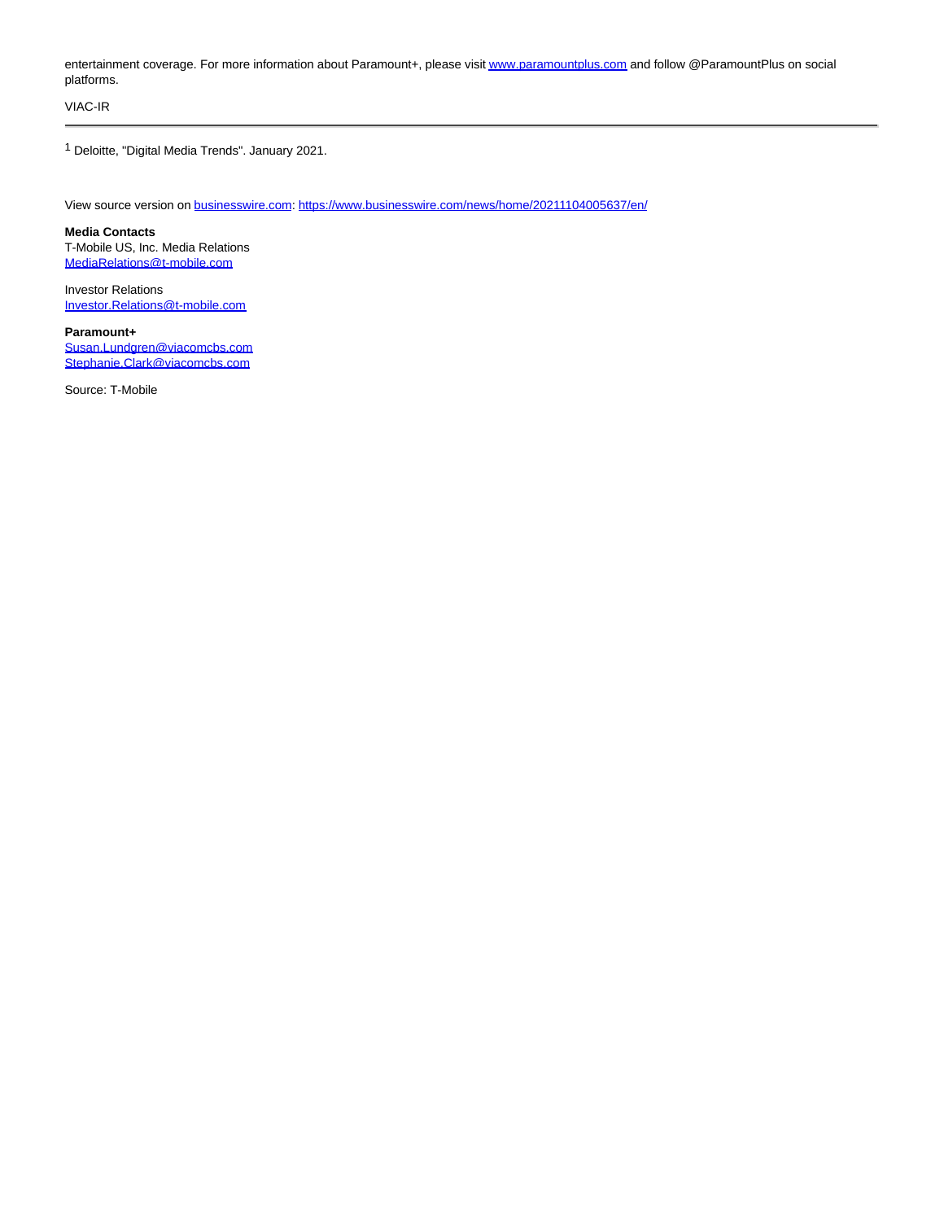entertainment coverage. For more information about Paramount+, please visit www.paramountplus.com and follow @ParamountPlus on social platforms.

VIAC-IR

---

[1] Deloitte, "Digital Media Trends". January 2021.

View source version on businesswire.com: https://www.businesswire.com/news/home/20211104005637/en/

**Media Contacts**
T-Mobile US, Inc. Media Relations
MediaRelations@t-mobile.com

Investor Relations
Investor.Relations@t-mobile.com

**Paramount+**
Susan.Lundgren@viacomcbs.com
Stephanie.Clark@viacomcbs.com

Source: T-Mobile